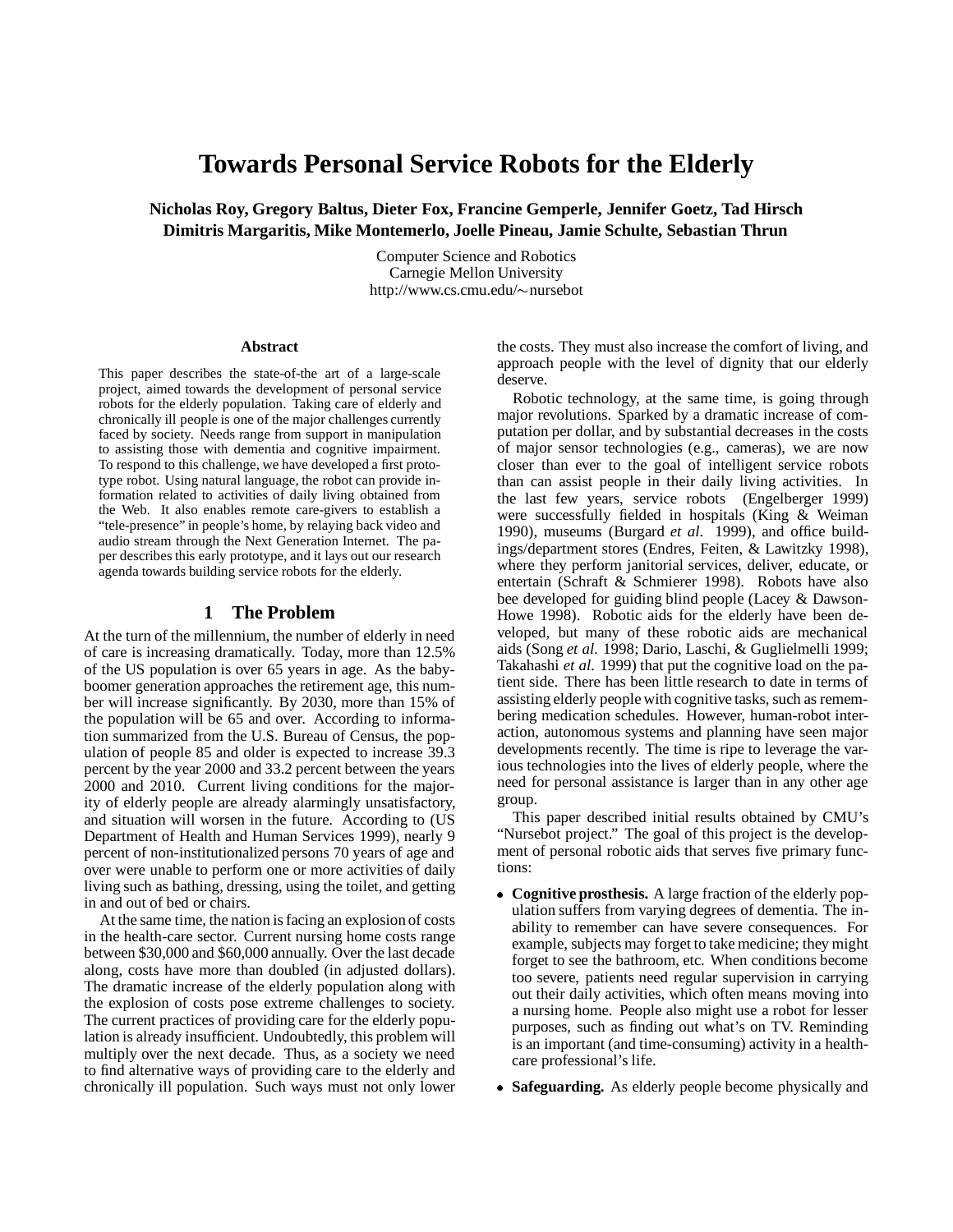# Towards Personal Service Robots for the Elderly

**Nicholas Roy, Gregory Baltus, Dieter Fox, Francine Gemperle, Jennifer Goetz, Tad Hirsch**
**Dimitris Margaritis, Mike Montemerlo, Joelle Pineau, Jamie Schulte, Sebastian Thrun**

Computer Science and Robotics
Carnegie Mellon University
http://www.cs.cmu.edu/∼nursebot

## Abstract

This paper describes the state-of-the art of a large-scale project, aimed towards the development of personal service robots for the elderly population. Taking care of elderly and chronically ill people is one of the major challenges currently faced by society. Needs range from support in manipulation to assisting those with dementia and cognitive impairment. To respond to this challenge, we have developed a first prototype robot. Using natural language, the robot can provide information related to activities of daily living obtained from the Web. It also enables remote care-givers to establish a "tele-presence" in people's home, by relaying back video and audio stream through the Next Generation Internet. The paper describes this early prototype, and it lays out our research agenda towards building service robots for the elderly.

## 1 The Problem

At the turn of the millennium, the number of elderly in need of care is increasing dramatically. Today, more than 12.5% of the US population is over 65 years in age. As the baby-boomer generation approaches the retirement age, this number will increase significantly. By 2030, more than 15% of the population will be 65 and over. According to information summarized from the U.S. Bureau of Census, the population of people 85 and older is expected to increase 39.3 percent by the year 2000 and 33.2 percent between the years 2000 and 2010. Current living conditions for the majority of elderly people are already alarmingly unsatisfactory, and situation will worsen in the future. According to (US Department of Health and Human Services 1999), nearly 9 percent of non-institutionalized persons 70 years of age and over were unable to perform one or more activities of daily living such as bathing, dressing, using the toilet, and getting in and out of bed or chairs.

At the same time, the nation is facing an explosion of costs in the health-care sector. Current nursing home costs range between $30,000 and $60,000 annually. Over the last decade along, costs have more than doubled (in adjusted dollars). The dramatic increase of the elderly population along with the explosion of costs pose extreme challenges to society. The current practices of providing care for the elderly population is already insufficient. Undoubtedly, this problem will multiply over the next decade. Thus, as a society we need to find alternative ways of providing care to the elderly and chronically ill population. Such ways must not only lower the costs. They must also increase the comfort of living, and approach people with the level of dignity that our elderly deserve.

Robotic technology, at the same time, is going through major revolutions. Sparked by a dramatic increase of computation per dollar, and by substantial decreases in the costs of major sensor technologies (e.g., cameras), we are now closer than ever to the goal of intelligent service robots than can assist people in their daily living activities. In the last few years, service robots (Engelberger 1999) were successfully fielded in hospitals (King & Weiman 1990), museums (Burgard *et al*. 1999), and office buildings/department stores (Endres, Feiten, & Lawitzky 1998), where they perform janitorial services, deliver, educate, or entertain (Schraft & Schmierer 1998). Robots have also bee developed for guiding blind people (Lacey & Dawson-Howe 1998). Robotic aids for the elderly have been developed, but many of these robotic aids are mechanical aids (Song *et al.* 1998; Dario, Laschi, & Guglielmelli 1999; Takahashi *et al.* 1999) that put the cognitive load on the patient side. There has been little research to date in terms of assisting elderly people with cognitive tasks, such as remembering medication schedules. However, human-robot interaction, autonomous systems and planning have seen major developments recently. The time is ripe to leverage the various technologies into the lives of elderly people, where the need for personal assistance is larger than in any other age group.

This paper described initial results obtained by CMU's "Nursebot project." The goal of this project is the development of personal robotic aids that serves five primary functions:

- **Cognitive prosthesis.** A large fraction of the elderly population suffers from varying degrees of dementia. The inability to remember can have severe consequences. For example, subjects may forget to take medicine; they might forget to see the bathroom, etc. When conditions become too severe, patients need regular supervision in carrying out their daily activities, which often means moving into a nursing home. People also might use a robot for lesser purposes, such as finding out what's on TV. Reminding is an important (and time-consuming) activity in a health-care professional's life.
- **Safeguarding.** As elderly people become physically and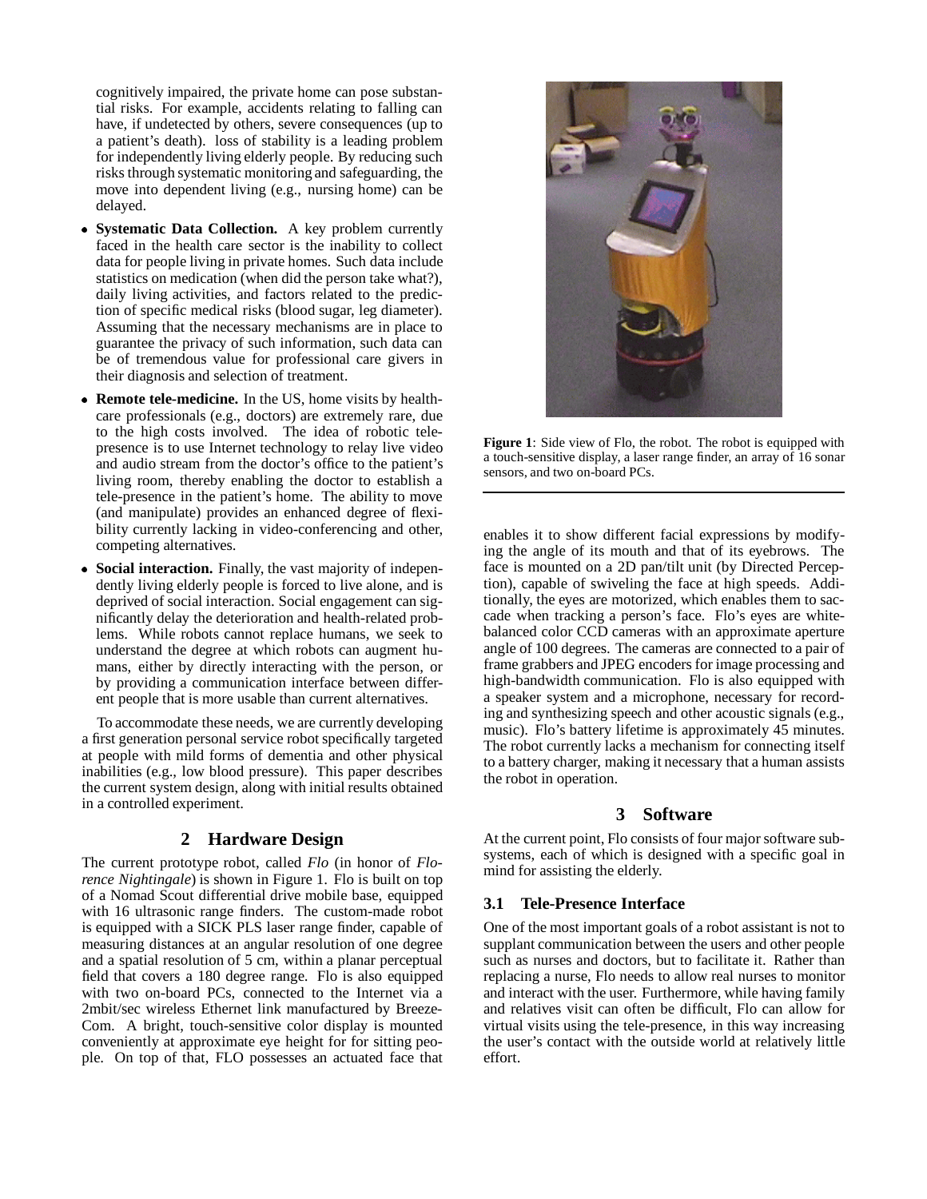cognitively impaired, the private home can pose substantial risks. For example, accidents relating to falling can have, if undetected by others, severe consequences (up to a patient's death). loss of stability is a leading problem for independently living elderly people. By reducing such risks through systematic monitoring and safeguarding, the move into dependent living (e.g., nursing home) can be delayed.

- **Systematic Data Collection.** A key problem currently faced in the health care sector is the inability to collect data for people living in private homes. Such data include statistics on medication (when did the person take what?), daily living activities, and factors related to the prediction of specific medical risks (blood sugar, leg diameter). Assuming that the necessary mechanisms are in place to guarantee the privacy of such information, such data can be of tremendous value for professional care givers in their diagnosis and selection of treatment.
- **Remote tele-medicine.** In the US, home visits by healthcare professionals (e.g., doctors) are extremely rare, due to the high costs involved. The idea of robotic telepresence is to use Internet technology to relay live video and audio stream from the doctor's office to the patient's living room, thereby enabling the doctor to establish a tele-presence in the patient's home. The ability to move (and manipulate) provides an enhanced degree of flexibility currently lacking in video-conferencing and other, competing alternatives.
- **Social interaction.** Finally, the vast majority of independently living elderly people is forced to live alone, and is deprived of social interaction. Social engagement can significantly delay the deterioration and health-related problems. While robots cannot replace humans, we seek to understand the degree at which robots can augment humans, either by directly interacting with the person, or by providing a communication interface between different people that is more usable than current alternatives.

To accommodate these needs, we are currently developing a first generation personal service robot specifically targeted at people with mild forms of dementia and other physical inabilities (e.g., low blood pressure). This paper describes the current system design, along with initial results obtained in a controlled experiment.

## 2 Hardware Design

The current prototype robot, called *Flo* (in honor of *Florence Nightingale*) is shown in Figure 1. Flo is built on top of a Nomad Scout differential drive mobile base, equipped with 16 ultrasonic range finders. The custom-made robot is equipped with a SICK PLS laser range finder, capable of measuring distances at an angular resolution of one degree and a spatial resolution of 5 cm, within a planar perceptual field that covers a 180 degree range. Flo is also equipped with two on-board PCs, connected to the Internet via a 2mbit/sec wireless Ethernet link manufactured by BreezeCom. A bright, touch-sensitive color display is mounted conveniently at approximate eye height for for sitting people. On top of that, FLO possesses an actuated face that enables it to show different facial expressions by modifying the angle of its mouth and that of its eyebrows. The face is mounted on a 2D pan/tilt unit (by Directed Perception), capable of swiveling the face at high speeds. Additionally, the eyes are motorized, which enables them to saccade when tracking a person's face. Flo's eyes are white-balanced color CCD cameras with an approximate aperture angle of 100 degrees. The cameras are connected to a pair of frame grabbers and JPEG encoders for image processing and high-bandwidth communication. Flo is also equipped with a speaker system and a microphone, necessary for recording and synthesizing speech and other acoustic signals (e.g., music). Flo's battery lifetime is approximately 45 minutes. The robot currently lacks a mechanism for connecting itself to a battery charger, making it necessary that a human assists the robot in operation.

**Figure 1**: Side view of Flo, the robot. The robot is equipped with a touch-sensitive display, a laser range finder, an array of 16 sonar sensors, and two on-board PCs.

## 3 Software

At the current point, Flo consists of four major software subsystems, each of which is designed with a specific goal in mind for assisting the elderly.

### 3.1 Tele-Presence Interface

One of the most important goals of a robot assistant is not to supplant communication between the users and other people such as nurses and doctors, but to facilitate it. Rather than replacing a nurse, Flo needs to allow real nurses to monitor and interact with the user. Furthermore, while having family and relatives visit can often be difficult, Flo can allow for virtual visits using the tele-presence, in this way increasing the user's contact with the outside world at relatively little effort.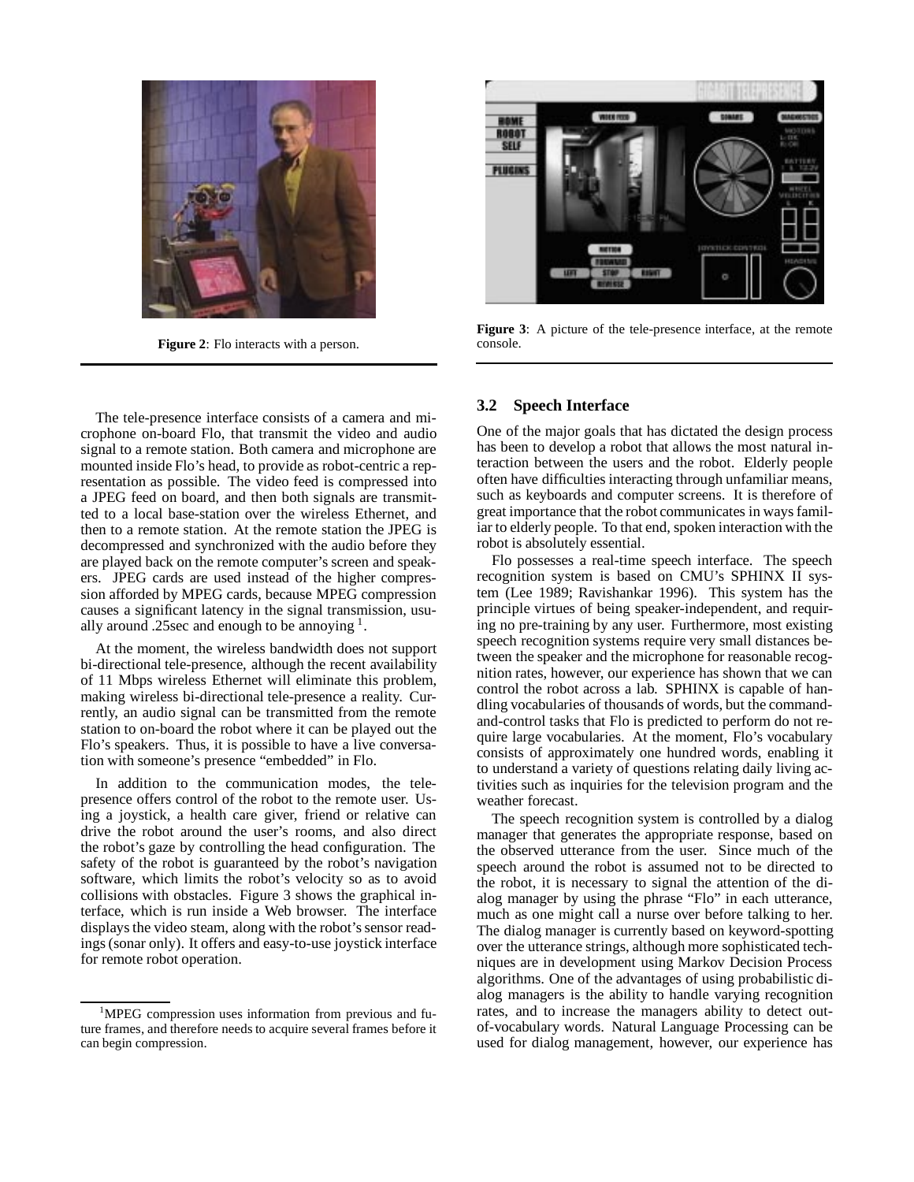Figure 2: Flo interacts with a person.

Figure 3: A picture of the tele-presence interface, at the remote console.

The tele-presence interface consists of a camera and microphone on-board Flo, that transmit the video and audio signal to a remote station. Both camera and microphone are mounted inside Flo's head, to provide as robot-centric a representation as possible. The video feed is compressed into a JPEG feed on board, and then both signals are transmitted to a local base-station over the wireless Ethernet, and then to a remote station. At the remote station the JPEG is decompressed and synchronized with the audio before they are played back on the remote computer's screen and speakers. JPEG cards are used instead of the higher compression afforded by MPEG cards, because MPEG compression causes a significant latency in the signal transmission, usually around .25sec and enough to be annoying [1].

At the moment, the wireless bandwidth does not support bi-directional tele-presence, although the recent availability of 11 Mbps wireless Ethernet will eliminate this problem, making wireless bi-directional tele-presence a reality. Currently, an audio signal can be transmitted from the remote station to on-board the robot where it can be played out the Flo's speakers. Thus, it is possible to have a live conversation with someone's presence "embedded" in Flo.

In addition to the communication modes, the tele-presence offers control of the robot to the remote user. Using a joystick, a health care giver, friend or relative can drive the robot around the user's rooms, and also direct the robot's gaze by controlling the head configuration. The safety of the robot is guaranteed by the robot's navigation software, which limits the robot's velocity so as to avoid collisions with obstacles. Figure 3 shows the graphical interface, which is run inside a Web browser. The interface displays the video steam, along with the robot's sensor readings (sonar only). It offers and easy-to-use joystick interface for remote robot operation.

[1] MPEG compression uses information from previous and future frames, and therefore needs to acquire several frames before it can begin compression.

### 3.2 Speech Interface

One of the major goals that has dictated the design process has been to develop a robot that allows the most natural interaction between the users and the robot. Elderly people often have difficulties interacting through unfamiliar means, such as keyboards and computer screens. It is therefore of great importance that the robot communicates in ways familiar to elderly people. To that end, spoken interaction with the robot is absolutely essential.

Flo possesses a real-time speech interface. The speech recognition system is based on CMU's SPHINX II system (Lee 1989; Ravishankar 1996). This system has the principle virtues of being speaker-independent, and requiring no pre-training by any user. Furthermore, most existing speech recognition systems require very small distances between the speaker and the microphone for reasonable recognition rates, however, our experience has shown that we can control the robot across a lab. SPHINX is capable of handling vocabularies of thousands of words, but the command-and-control tasks that Flo is predicted to perform do not require large vocabularies. At the moment, Flo's vocabulary consists of approximately one hundred words, enabling it to understand a variety of questions relating daily living activities such as inquiries for the television program and the weather forecast.

The speech recognition system is controlled by a dialog manager that generates the appropriate response, based on the observed utterance from the user. Since much of the speech around the robot is assumed not to be directed to the robot, it is necessary to signal the attention of the dialog manager by using the phrase "Flo" in each utterance, much as one might call a nurse over before talking to her. The dialog manager is currently based on keyword-spotting over the utterance strings, although more sophisticated techniques are in development using Markov Decision Process algorithms. One of the advantages of using probabilistic dialog managers is the ability to handle varying recognition rates, and to increase the managers ability to detect out-of-vocabulary words. Natural Language Processing can be used for dialog management, however, our experience has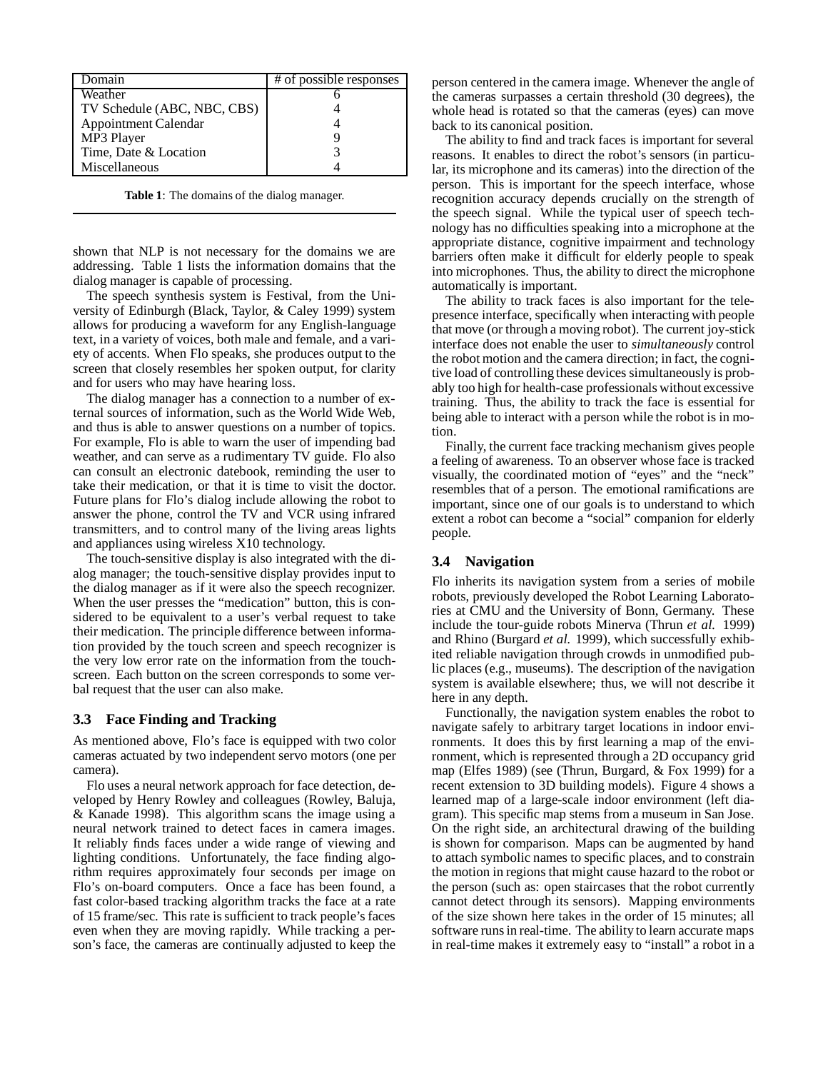| Domain | # of possible responses |
|---|---|
| Weather | 6 |
| TV Schedule (ABC, NBC, CBS) | 4 |
| Appointment Calendar | 4 |
| MP3 Player | 9 |
| Time, Date & Location | 3 |
| Miscellaneous | 4 |

**Table 1**: The domains of the dialog manager.

shown that NLP is not necessary for the domains we are addressing. Table 1 lists the information domains that the dialog manager is capable of processing.

The speech synthesis system is Festival, from the University of Edinburgh (Black, Taylor, & Caley 1999) system allows for producing a waveform for any English-language text, in a variety of voices, both male and female, and a variety of accents. When Flo speaks, she produces output to the screen that closely resembles her spoken output, for clarity and for users who may have hearing loss.

The dialog manager has a connection to a number of external sources of information, such as the World Wide Web, and thus is able to answer questions on a number of topics. For example, Flo is able to warn the user of impending bad weather, and can serve as a rudimentary TV guide. Flo also can consult an electronic datebook, reminding the user to take their medication, or that it is time to visit the doctor. Future plans for Flo's dialog include allowing the robot to answer the phone, control the TV and VCR using infrared transmitters, and to control many of the living areas lights and appliances using wireless X10 technology.

The touch-sensitive display is also integrated with the dialog manager; the touch-sensitive display provides input to the dialog manager as if it were also the speech recognizer. When the user presses the "medication" button, this is considered to be equivalent to a user's verbal request to take their medication. The principle difference between information provided by the touch screen and speech recognizer is the very low error rate on the information from the touchscreen. Each button on the screen corresponds to some verbal request that the user can also make.

### 3.3 Face Finding and Tracking

As mentioned above, Flo's face is equipped with two color cameras actuated by two independent servo motors (one per camera).

Flo uses a neural network approach for face detection, developed by Henry Rowley and colleagues (Rowley, Baluja, & Kanade 1998). This algorithm scans the image using a neural network trained to detect faces in camera images. It reliably finds faces under a wide range of viewing and lighting conditions. Unfortunately, the face finding algorithm requires approximately four seconds per image on Flo's on-board computers. Once a face has been found, a fast color-based tracking algorithm tracks the face at a rate of 15 frame/sec. This rate is sufficient to track people's faces even when they are moving rapidly. While tracking a person's face, the cameras are continually adjusted to keep the person centered in the camera image. Whenever the angle of the cameras surpasses a certain threshold (30 degrees), the whole head is rotated so that the cameras (eyes) can move back to its canonical position.

The ability to find and track faces is important for several reasons. It enables to direct the robot's sensors (in particular, its microphone and its cameras) into the direction of the person. This is important for the speech interface, whose recognition accuracy depends crucially on the strength of the speech signal. While the typical user of speech technology has no difficulties speaking into a microphone at the appropriate distance, cognitive impairment and technology barriers often make it difficult for elderly people to speak into microphones. Thus, the ability to direct the microphone automatically is important.

The ability to track faces is also important for the telepresence interface, specifically when interacting with people that move (or through a moving robot). The current joy-stick interface does not enable the user to *simultaneously* control the robot motion and the camera direction; in fact, the cognitive load of controlling these devices simultaneously is probably too high for health-case professionals without excessive training. Thus, the ability to track the face is essential for being able to interact with a person while the robot is in motion.

Finally, the current face tracking mechanism gives people a feeling of awareness. To an observer whose face is tracked visually, the coordinated motion of "eyes" and the "neck" resembles that of a person. The emotional ramifications are important, since one of our goals is to understand to which extent a robot can become a "social" companion for elderly people.

### 3.4 Navigation

Flo inherits its navigation system from a series of mobile robots, previously developed the Robot Learning Laboratories at CMU and the University of Bonn, Germany. These include the tour-guide robots Minerva (Thrun *et al.* 1999) and Rhino (Burgard *et al.* 1999), which successfully exhibited reliable navigation through crowds in unmodified public places (e.g., museums). The description of the navigation system is available elsewhere; thus, we will not describe it here in any depth.

Functionally, the navigation system enables the robot to navigate safely to arbitrary target locations in indoor environments. It does this by first learning a map of the environment, which is represented through a 2D occupancy grid map (Elfes 1989) (see (Thrun, Burgard, & Fox 1999) for a recent extension to 3D building models). Figure 4 shows a learned map of a large-scale indoor environment (left diagram). This specific map stems from a museum in San Jose. On the right side, an architectural drawing of the building is shown for comparison. Maps can be augmented by hand to attach symbolic names to specific places, and to constrain the motion in regions that might cause hazard to the robot or the person (such as: open staircases that the robot currently cannot detect through its sensors). Mapping environments of the size shown here takes in the order of 15 minutes; all software runs in real-time. The ability to learn accurate maps in real-time makes it extremely easy to "install" a robot in a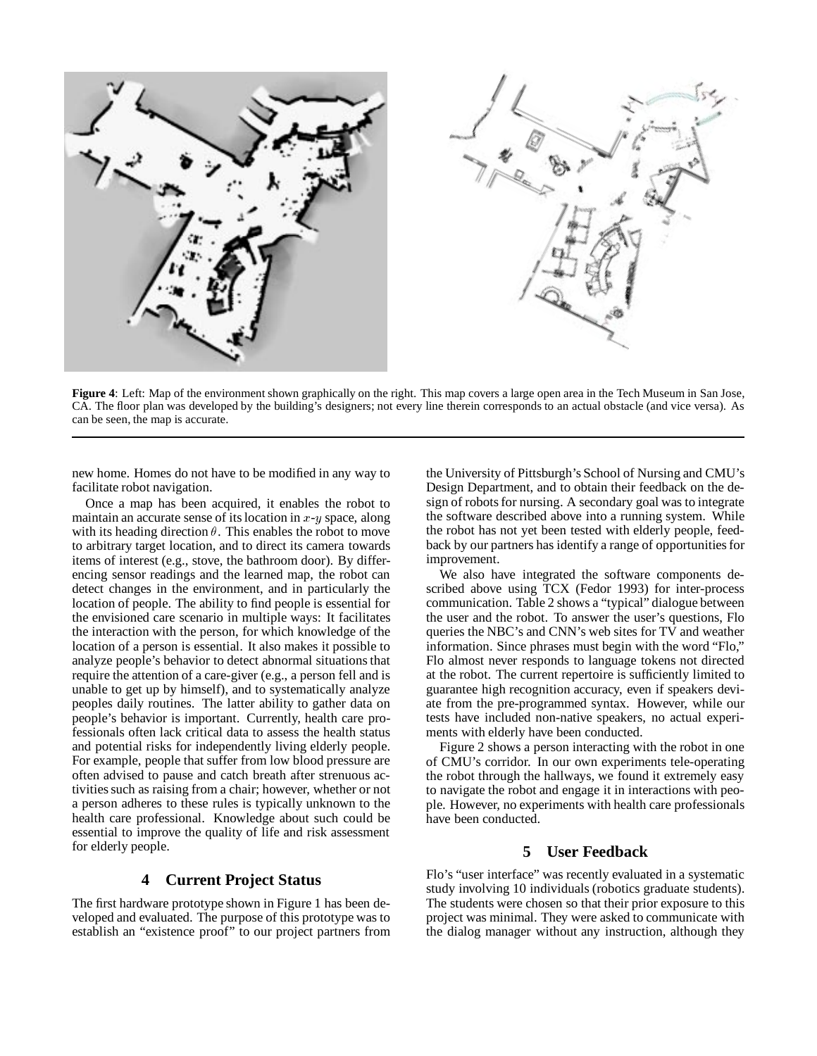**Figure 4**: Left: Map of the environment shown graphically on the right. This map covers a large open area in the Tech Museum in San Jose, CA. The floor plan was developed by the building's designers; not every line therein corresponds to an actual obstacle (and vice versa). As can be seen, the map is accurate.

new home. Homes do not have to be modified in any way to facilitate robot navigation.

Once a map has been acquired, it enables the robot to maintain an accurate sense of its location in $x$-$y$ space, along with its heading direction $\theta$. This enables the robot to move to arbitrary target location, and to direct its camera towards items of interest (e.g., stove, the bathroom door). By differencing sensor readings and the learned map, the robot can detect changes in the environment, and in particularly the location of people. The ability to find people is essential for the envisioned care scenario in multiple ways: It facilitates the interaction with the person, for which knowledge of the location of a person is essential. It also makes it possible to analyze people's behavior to detect abnormal situations that require the attention of a care-giver (e.g., a person fell and is unable to get up by himself), and to systematically analyze peoples daily routines. The latter ability to gather data on people's behavior is important. Currently, health care professionals often lack critical data to assess the health status and potential risks for independently living elderly people. For example, people that suffer from low blood pressure are often advised to pause and catch breath after strenuous activities such as raising from a chair; however, whether or not a person adheres to these rules is typically unknown to the health care professional. Knowledge about such could be essential to improve the quality of life and risk assessment for elderly people.

## 4 Current Project Status

The first hardware prototype shown in Figure 1 has been developed and evaluated. The purpose of this prototype was to establish an "existence proof" to our project partners from the University of Pittsburgh's School of Nursing and CMU's Design Department, and to obtain their feedback on the design of robots for nursing. A secondary goal was to integrate the software described above into a running system. While the robot has not yet been tested with elderly people, feedback by our partners has identify a range of opportunities for improvement.

We also have integrated the software components described above using TCX (Fedor 1993) for inter-process communication. Table 2 shows a "typical" dialogue between the user and the robot. To answer the user's questions, Flo queries the NBC's and CNN's web sites for TV and weather information. Since phrases must begin with the word "Flo," Flo almost never responds to language tokens not directed at the robot. The current repertoire is sufficiently limited to guarantee high recognition accuracy, even if speakers deviate from the pre-programmed syntax. However, while our tests have included non-native speakers, no actual experiments with elderly have been conducted.

Figure 2 shows a person interacting with the robot in one of CMU's corridor. In our own experiments tele-operating the robot through the hallways, we found it extremely easy to navigate the robot and engage it in interactions with people. However, no experiments with health care professionals have been conducted.

## 5 User Feedback

Flo's "user interface" was recently evaluated in a systematic study involving 10 individuals (robotics graduate students). The students were chosen so that their prior exposure to this project was minimal. They were asked to communicate with the dialog manager without any instruction, although they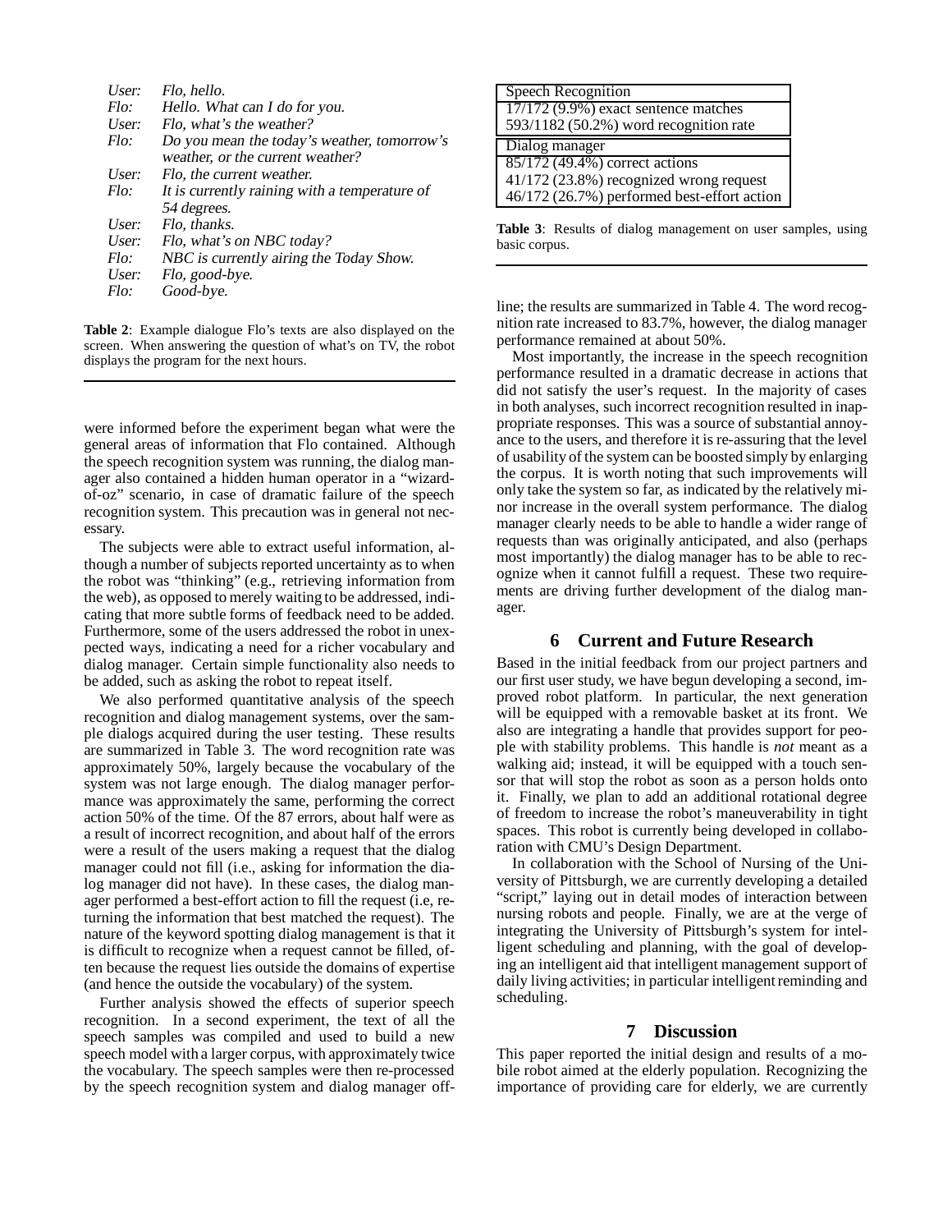| | |
|---|---|
| *User:* | *Flo, hello.* |
| *Flo:* | *Hello. What can I do for you.* |
| *User:* | *Flo, what's the weather?* |
| *Flo:* | *Do you mean the today's weather, tomorrow's weather, or the current weather?* |
| *User:* | *Flo, the current weather.* |
| *Flo:* | *It is currently raining with a temperature of 54 degrees.* |
| *User:* | *Flo, thanks.* |
| *User:* | *Flo, what's on NBC today?* |
| *Flo:* | *NBC is currently airing the Today Show.* |
| *User:* | *Flo, good-bye.* |
| *Flo:* | *Good-bye.* |

**Table 2**: Example dialogue Flo's texts are also displayed on the screen. When answering the question of what's on TV, the robot displays the program for the next hours.

were informed before the experiment began what were the general areas of information that Flo contained. Although the speech recognition system was running, the dialog manager also contained a hidden human operator in a "wizard-of-oz" scenario, in case of dramatic failure of the speech recognition system. This precaution was in general not necessary.

The subjects were able to extract useful information, although a number of subjects reported uncertainty as to when the robot was "thinking" (e.g., retrieving information from the web), as opposed to merely waiting to be addressed, indicating that more subtle forms of feedback need to be added. Furthermore, some of the users addressed the robot in unexpected ways, indicating a need for a richer vocabulary and dialog manager. Certain simple functionality also needs to be added, such as asking the robot to repeat itself.

We also performed quantitative analysis of the speech recognition and dialog management systems, over the sample dialogs acquired during the user testing. These results are summarized in Table 3. The word recognition rate was approximately 50%, largely because the vocabulary of the system was not large enough. The dialog manager performance was approximately the same, performing the correct action 50% of the time. Of the 87 errors, about half were as a result of incorrect recognition, and about half of the errors were a result of the users making a request that the dialog manager could not fill (i.e., asking for information the dialog manager did not have). In these cases, the dialog manager performed a best-effort action to fill the request (i.e, returning the information that best matched the request). The nature of the keyword spotting dialog management is that it is difficult to recognize when a request cannot be filled, often because the request lies outside the domains of expertise (and hence the outside the vocabulary) of the system.

Further analysis showed the effects of superior speech recognition. In a second experiment, the text of all the speech samples was compiled and used to build a new speech model with a larger corpus, with approximately twice the vocabulary. The speech samples were then re-processed by the speech recognition system and dialog manager off-line; the results are summarized in Table 4. The word recognition rate increased to 83.7%, however, the dialog manager performance remained at about 50%.

| Speech Recognition |
|---|
| 17/172 (9.9%) exact sentence matches |
| 593/1182 (50.2%) word recognition rate |
| **Dialog manager** |
| 85/172 (49.4%) correct actions |
| 41/172 (23.8%) recognized wrong request |
| 46/172 (26.7%) performed best-effort action |

**Table 3**: Results of dialog management on user samples, using basic corpus.

Most importantly, the increase in the speech recognition performance resulted in a dramatic decrease in actions that did not satisfy the user's request. In the majority of cases in both analyses, such incorrect recognition resulted in inappropriate responses. This was a source of substantial annoyance to the users, and therefore it is re-assuring that the level of usability of the system can be boosted simply by enlarging the corpus. It is worth noting that such improvements will only take the system so far, as indicated by the relatively minor increase in the overall system performance. The dialog manager clearly needs to be able to handle a wider range of requests than was originally anticipated, and also (perhaps most importantly) the dialog manager has to be able to recognize when it cannot fulfill a request. These two requirements are driving further development of the dialog manager.

## 6 Current and Future Research

Based in the initial feedback from our project partners and our first user study, we have begun developing a second, improved robot platform. In particular, the next generation will be equipped with a removable basket at its front. We also are integrating a handle that provides support for people with stability problems. This handle is *not* meant as a walking aid; instead, it will be equipped with a touch sensor that will stop the robot as soon as a person holds onto it. Finally, we plan to add an additional rotational degree of freedom to increase the robot's maneuverability in tight spaces. This robot is currently being developed in collaboration with CMU's Design Department.

In collaboration with the School of Nursing of the University of Pittsburgh, we are currently developing a detailed "script," laying out in detail modes of interaction between nursing robots and people. Finally, we are at the verge of integrating the University of Pittsburgh's system for intelligent scheduling and planning, with the goal of developing an intelligent aid that intelligent management support of daily living activities; in particular intelligent reminding and scheduling.

## 7 Discussion

This paper reported the initial design and results of a mobile robot aimed at the elderly population. Recognizing the importance of providing care for elderly, we are currently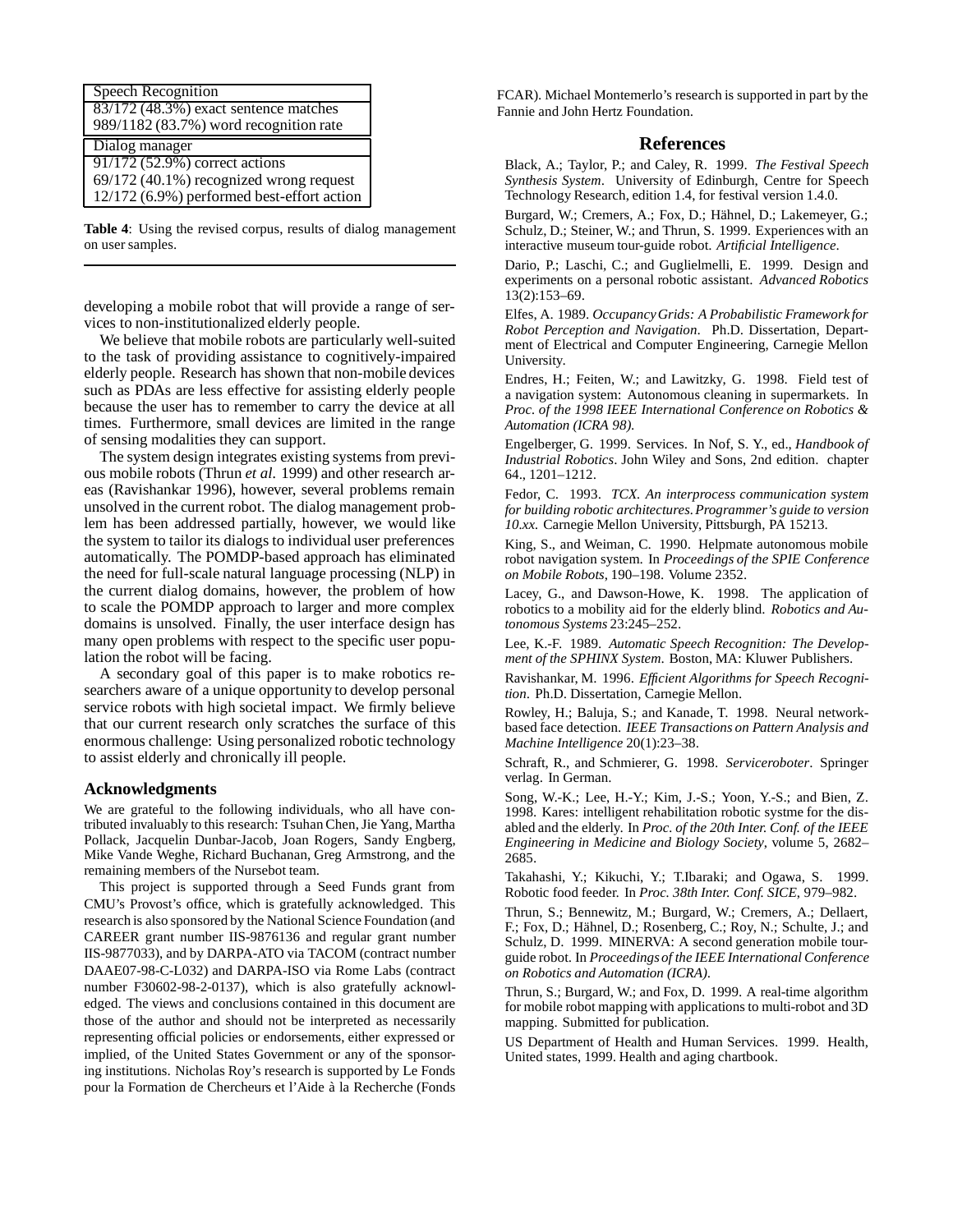| | |
|---|---|
| Speech Recognition | |
| 83/172 (48.3%) exact sentence matches | |
| 989/1182 (83.7%) word recognition rate | |
| Dialog manager | |
| 91/172 (52.9%) correct actions | |
| 69/172 (40.1%) recognized wrong request | |
| 12/172 (6.9%) performed best-effort action | |

**Table 4**: Using the revised corpus, results of dialog management on user samples.

developing a mobile robot that will provide a range of services to non-institutionalized elderly people.

We believe that mobile robots are particularly well-suited to the task of providing assistance to cognitively-impaired elderly people. Research has shown that non-mobile devices such as PDAs are less effective for assisting elderly people because the user has to remember to carry the device at all times. Furthermore, small devices are limited in the range of sensing modalities they can support.

The system design integrates existing systems from previous mobile robots (Thrun *et al.* 1999) and other research areas (Ravishankar 1996), however, several problems remain unsolved in the current robot. The dialog management problem has been addressed partially, however, we would like the system to tailor its dialogs to individual user preferences automatically. The POMDP-based approach has eliminated the need for full-scale natural language processing (NLP) in the current dialog domains, however, the problem of how to scale the POMDP approach to larger and more complex domains is unsolved. Finally, the user interface design has many open problems with respect to the specific user population the robot will be facing.

A secondary goal of this paper is to make robotics researchers aware of a unique opportunity to develop personal service robots with high societal impact. We firmly believe that our current research only scratches the surface of this enormous challenge: Using personalized robotic technology to assist elderly and chronically ill people.

## Acknowledgments

We are grateful to the following individuals, who all have contributed invaluably to this research: Tsuhan Chen, Jie Yang, Martha Pollack, Jacquelin Dunbar-Jacob, Joan Rogers, Sandy Engberg, Mike Vande Weghe, Richard Buchanan, Greg Armstrong, and the remaining members of the Nursebot team.

This project is supported through a Seed Funds grant from CMU's Provost's office, which is gratefully acknowledged. This research is also sponsored by the National Science Foundation (and CAREER grant number IIS-9876136 and regular grant number IIS-9877033), and by DARPA-ATO via TACOM (contract number DAAE07-98-C-L032) and DARPA-ISO via Rome Labs (contract number F30602-98-2-0137), which is also gratefully acknowledged. The views and conclusions contained in this document are those of the author and should not be interpreted as necessarily representing official policies or endorsements, either expressed or implied, of the United States Government or any of the sponsoring institutions. Nicholas Roy's research is supported by Le Fonds pour la Formation de Chercheurs et l'Aide à la Recherche (Fonds FCAR). Michael Montemerlo's research is supported in part by the Fannie and John Hertz Foundation.

## References

Black, A.; Taylor, P.; and Caley, R. 1999. *The Festival Speech Synthesis System*. University of Edinburgh, Centre for Speech Technology Research, edition 1.4, for festival version 1.4.0.

Burgard, W.; Cremers, A.; Fox, D.; Hähnel, D.; Lakemeyer, G.; Schulz, D.; Steiner, W.; and Thrun, S. 1999. Experiences with an interactive museum tour-guide robot. *Artificial Intelligence*.

Dario, P.; Laschi, C.; and Guglielmelli, E. 1999. Design and experiments on a personal robotic assistant. *Advanced Robotics* 13(2):153–69.

Elfes, A. 1989. *Occupancy Grids: A Probabilistic Framework for Robot Perception and Navigation*. Ph.D. Dissertation, Department of Electrical and Computer Engineering, Carnegie Mellon University.

Endres, H.; Feiten, W.; and Lawitzky, G. 1998. Field test of a navigation system: Autonomous cleaning in supermarkets. In *Proc. of the 1998 IEEE International Conference on Robotics & Automation (ICRA 98)*.

Engelberger, G. 1999. Services. In Nof, S. Y., ed., *Handbook of Industrial Robotics*. John Wiley and Sons, 2nd edition. chapter 64., 1201–1212.

Fedor, C. 1993. *TCX. An interprocess communication system for building robotic architectures. Programmer's guide to version 10.xx.* Carnegie Mellon University, Pittsburgh, PA 15213.

King, S., and Weiman, C. 1990. Helpmate autonomous mobile robot navigation system. In *Proceedings of the SPIE Conference on Mobile Robots*, 190–198. Volume 2352.

Lacey, G., and Dawson-Howe, K. 1998. The application of robotics to a mobility aid for the elderly blind. *Robotics and Autonomous Systems* 23:245–252.

Lee, K.-F. 1989. *Automatic Speech Recognition: The Development of the SPHINX System*. Boston, MA: Kluwer Publishers.

Ravishankar, M. 1996. *Efficient Algorithms for Speech Recognition*. Ph.D. Dissertation, Carnegie Mellon.

Rowley, H.; Baluja, S.; and Kanade, T. 1998. Neural network-based face detection. *IEEE Transactions on Pattern Analysis and Machine Intelligence* 20(1):23–38.

Schraft, R., and Schmierer, G. 1998. *Serviceroboter*. Springer verlag. In German.

Song, W.-K.; Lee, H.-Y.; Kim, J.-S.; Yoon, Y.-S.; and Bien, Z. 1998. Kares: intelligent rehabilitation robotic systme for the disabled and the elderly. In *Proc. of the 20th Inter. Conf. of the IEEE Engineering in Medicine and Biology Society*, volume 5, 2682–2685.

Takahashi, Y.; Kikuchi, Y.; T.Ibaraki; and Ogawa, S. 1999. Robotic food feeder. In *Proc. 38th Inter. Conf. SICE*, 979–982.

Thrun, S.; Bennewitz, M.; Burgard, W.; Cremers, A.; Dellaert, F.; Fox, D.; Hähnel, D.; Rosenberg, C.; Roy, N.; Schulte, J.; and Schulz, D. 1999. MINERVA: A second generation mobile tour-guide robot. In *Proceedings of the IEEE International Conference on Robotics and Automation (ICRA)*.

Thrun, S.; Burgard, W.; and Fox, D. 1999. A real-time algorithm for mobile robot mapping with applications to multi-robot and 3D mapping. Submitted for publication.

US Department of Health and Human Services. 1999. Health, United states, 1999. Health and aging chartbook.